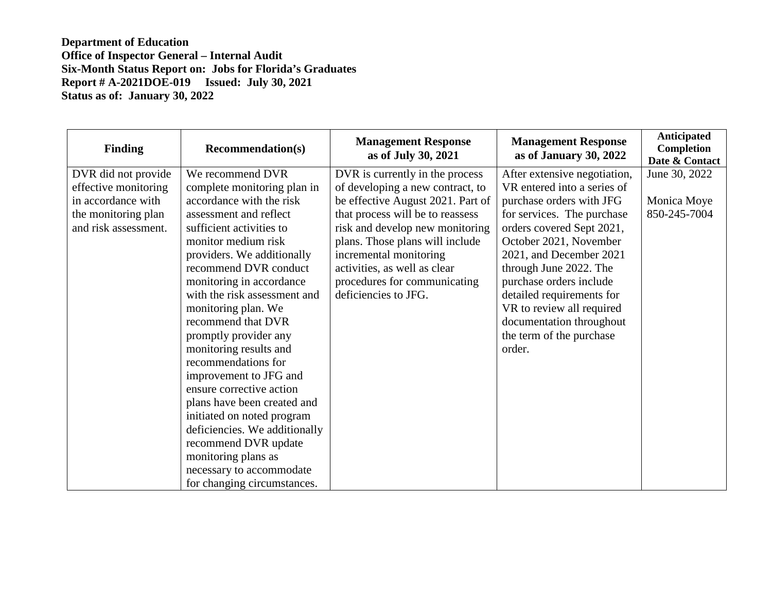**Department of Education**
**Office of Inspector General – Internal Audit**
**Six-Month Status Report on: Jobs for Florida's Graduates**
**Report # A-2021DOE-019 Issued: July 30, 2021**
**Status as of: January 30, 2022**

| Finding | Recommendation(s) | Management Response as of July 30, 2021 | Management Response as of January 30, 2022 | Anticipated Completion Date & Contact |
|---|---|---|---|---|
| DVR did not provide effective monitoring in accordance with the monitoring plan and risk assessment. | We recommend DVR complete monitoring plan in accordance with the risk assessment and reflect sufficient activities to monitor medium risk providers. We additionally recommend DVR conduct monitoring in accordance with the risk assessment and monitoring plan. We recommend that DVR promptly provider any monitoring results and recommendations for improvement to JFG and ensure corrective action plans have been created and initiated on noted program deficiencies. We additionally recommend DVR update monitoring plans as necessary to accommodate for changing circumstances. | DVR is currently in the process of developing a new contract, to be effective August 2021. Part of that process will be to reassess risk and develop new monitoring plans. Those plans will include incremental monitoring activities, as well as clear procedures for communicating deficiencies to JFG. | After extensive negotiation, VR entered into a series of purchase orders with JFG for services. The purchase orders covered Sept 2021, October 2021, November 2021, and December 2021 through June 2022. The purchase orders include detailed requirements for VR to review all required documentation throughout the term of the purchase order. | June 30, 2022<br><br>Monica Moye<br>850-245-7004 |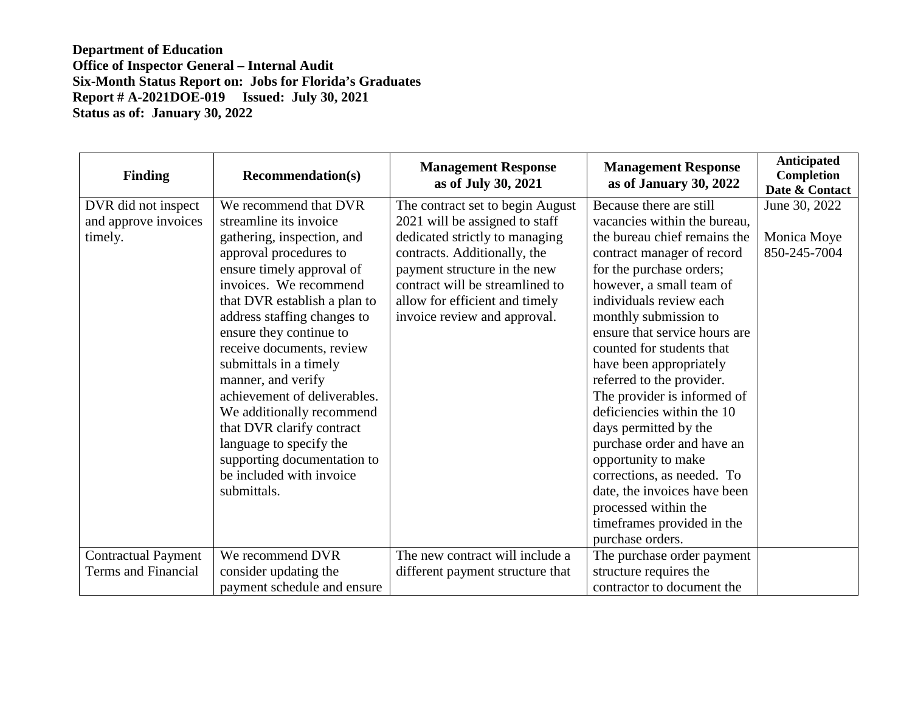**Department of Education**
**Office of Inspector General – Internal Audit**
**Six-Month Status Report on: Jobs for Florida's Graduates**
**Report # A-2021DOE-019 Issued: July 30, 2021**
**Status as of: January 30, 2022**

| Finding | Recommendation(s) | Management Response as of July 30, 2021 | Management Response as of January 30, 2022 | Anticipated Completion Date & Contact |
|---|---|---|---|---|
| DVR did not inspect and approve invoices timely. | We recommend that DVR streamline its invoice gathering, inspection, and approval procedures to ensure timely approval of invoices. We recommend that DVR establish a plan to address staffing changes to ensure they continue to receive documents, review submittals in a timely manner, and verify achievement of deliverables. We additionally recommend that DVR clarify contract language to specify the supporting documentation to be included with invoice submittals. | The contract set to begin August 2021 will be assigned to staff dedicated strictly to managing contracts. Additionally, the payment structure in the new contract will be streamlined to allow for efficient and timely invoice review and approval. | Because there are still vacancies within the bureau, the bureau chief remains the contract manager of record for the purchase orders; however, a small team of individuals review each monthly submission to ensure that service hours are counted for students that have been appropriately referred to the provider. The provider is informed of deficiencies within the 10 days permitted by the purchase order and have an opportunity to make corrections, as needed. To date, the invoices have been processed within the timeframes provided in the purchase orders. | June 30, 2022<br><br>Monica Moye<br>850-245-7004 |
| Contractual Payment Terms and Financial | We recommend DVR consider updating the payment schedule and ensure | The new contract will include a different payment structure that | The purchase order payment structure requires the contractor to document the | |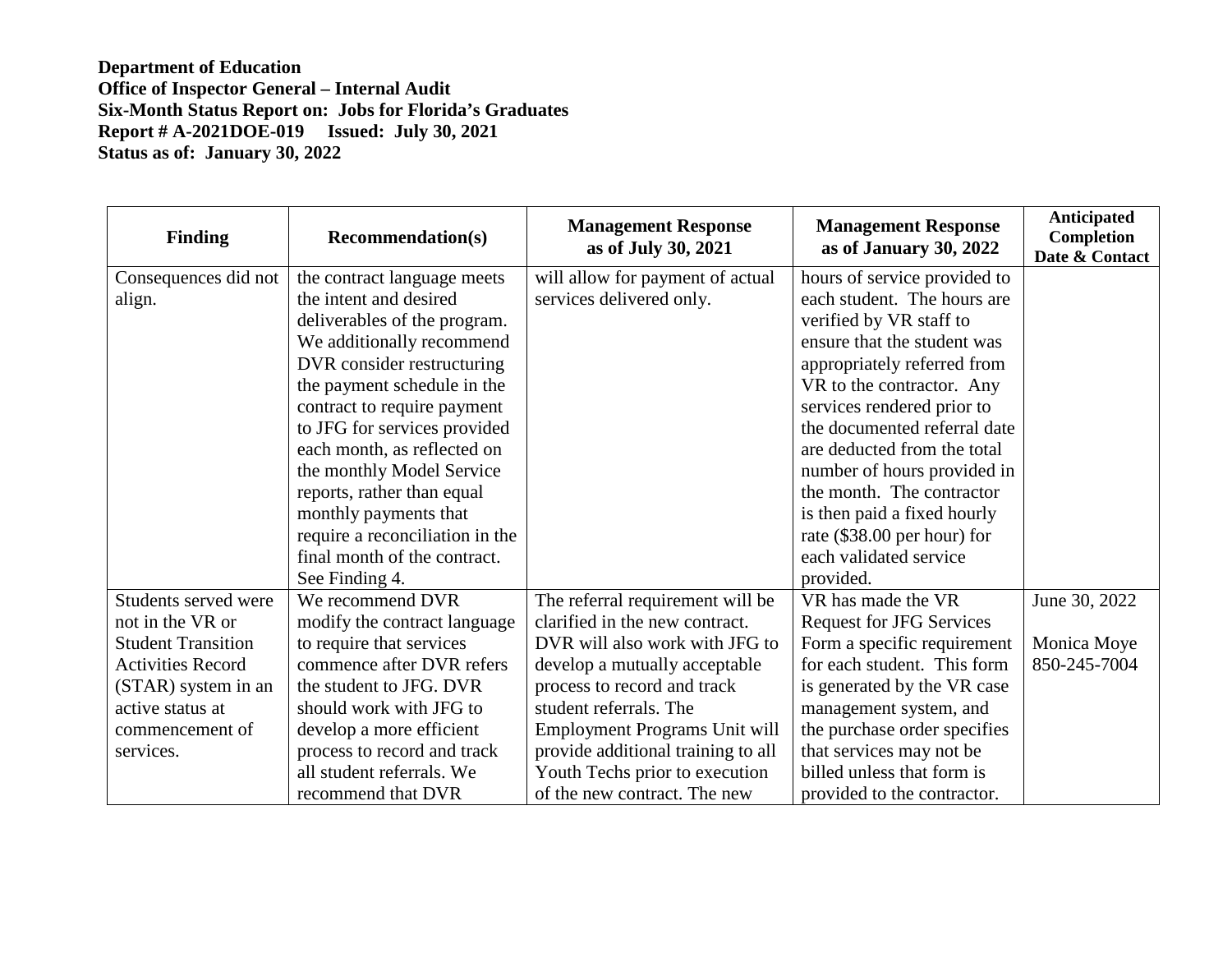**Department of Education**
**Office of Inspector General – Internal Audit**
**Six-Month Status Report on: Jobs for Florida's Graduates**
**Report # A-2021DOE-019 Issued: July 30, 2021**
**Status as of: January 30, 2022**

| Finding | Recommendation(s) | Management Response as of July 30, 2021 | Management Response as of January 30, 2022 | Anticipated Completion Date & Contact |
|---|---|---|---|---|
| Consequences did not align. | the contract language meets the intent and desired deliverables of the program. We additionally recommend DVR consider restructuring the payment schedule in the contract to require payment to JFG for services provided each month, as reflected on the monthly Model Service reports, rather than equal monthly payments that require a reconciliation in the final month of the contract. See Finding 4. | will allow for payment of actual services delivered only. | hours of service provided to each student. The hours are verified by VR staff to ensure that the student was appropriately referred from VR to the contractor. Any services rendered prior to the documented referral date are deducted from the total number of hours provided in the month. The contractor is then paid a fixed hourly rate ($38.00 per hour) for each validated service provided. | |
| Students served were not in the VR or Student Transition Activities Record (STAR) system in an active status at commencement of services. | We recommend DVR modify the contract language to require that services commence after DVR refers the student to JFG. DVR should work with JFG to develop a more efficient process to record and track all student referrals. We recommend that DVR | The referral requirement will be clarified in the new contract. DVR will also work with JFG to develop a mutually acceptable process to record and track student referrals. The Employment Programs Unit will provide additional training to all Youth Techs prior to execution of the new contract. The new | VR has made the VR Request for JFG Services Form a specific requirement for each student. This form is generated by the VR case management system, and the purchase order specifies that services may not be billed unless that form is provided to the contractor. | June 30, 2022<br><br>Monica Moye<br>850-245-7004 |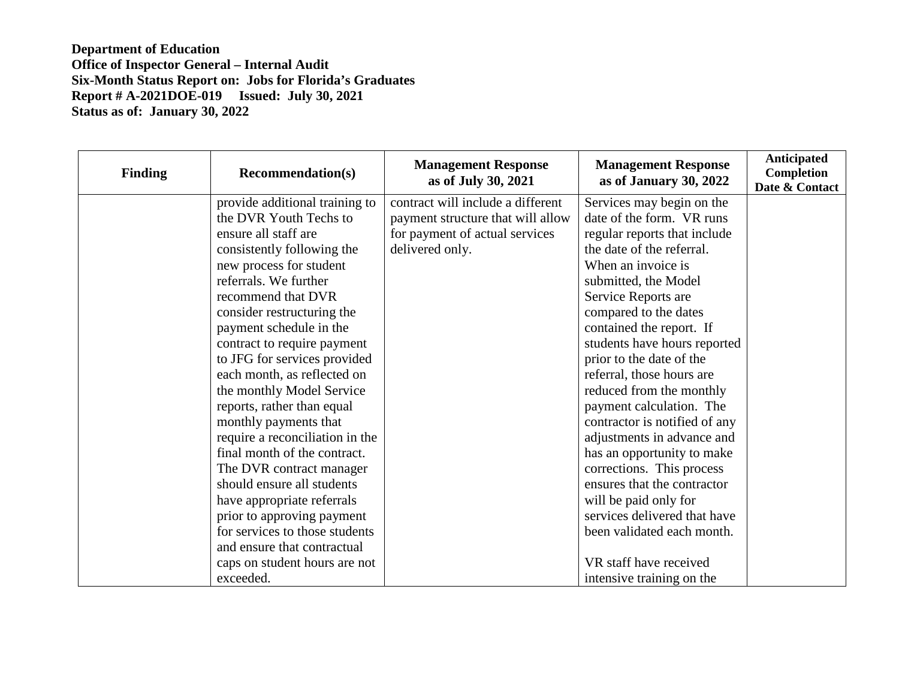**Department of Education**
**Office of Inspector General – Internal Audit**
**Six-Month Status Report on: Jobs for Florida's Graduates**
**Report # A-2021DOE-019 Issued: July 30, 2021**
**Status as of: January 30, 2022**

| Finding | Recommendation(s) | Management Response as of July 30, 2021 | Management Response as of January 30, 2022 | Anticipated Completion Date & Contact |
|---|---|---|---|---|
| | provide additional training to the DVR Youth Techs to ensure all staff are consistently following the new process for student referrals. We further recommend that DVR consider restructuring the payment schedule in the contract to require payment to JFG for services provided each month, as reflected on the monthly Model Service reports, rather than equal monthly payments that require a reconciliation in the final month of the contract. The DVR contract manager should ensure all students have appropriate referrals prior to approving payment for services to those students and ensure that contractual caps on student hours are not exceeded. | contract will include a different payment structure that will allow for payment of actual services delivered only. | Services may begin on the date of the form. VR runs regular reports that include the date of the referral. When an invoice is submitted, the Model Service Reports are compared to the dates contained the report. If students have hours reported prior to the date of the referral, those hours are reduced from the monthly payment calculation. The contractor is notified of any adjustments in advance and has an opportunity to make corrections. This process ensures that the contractor will be paid only for services delivered that have been validated each month.<br><br>VR staff have received intensive training on the | |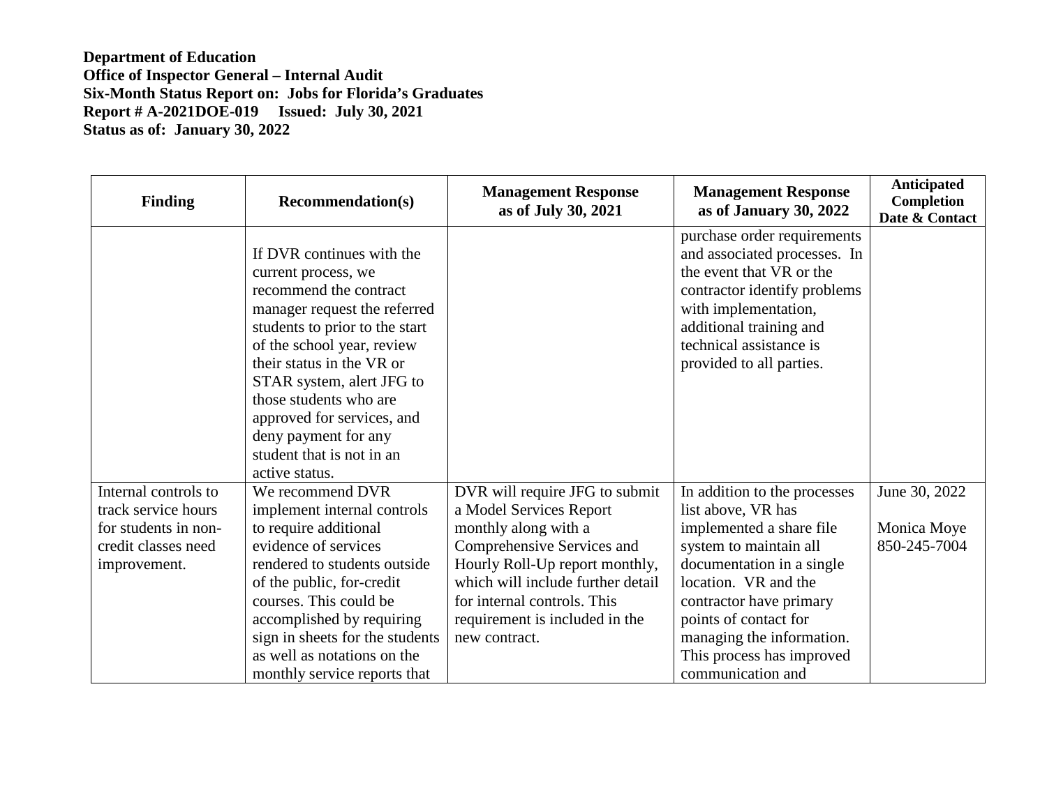**Department of Education**
**Office of Inspector General – Internal Audit**
**Six-Month Status Report on: Jobs for Florida's Graduates**
**Report # A-2021DOE-019 Issued: July 30, 2021**
**Status as of: January 30, 2022**

| Finding | Recommendation(s) | Management Response as of July 30, 2021 | Management Response as of January 30, 2022 | Anticipated Completion Date & Contact |
|---|---|---|---|---|
| | If DVR continues with the current process, we recommend the contract manager request the referred students to prior to the start of the school year, review their status in the VR or STAR system, alert JFG to those students who are approved for services, and deny payment for any student that is not in an active status. | | purchase order requirements and associated processes. In the event that VR or the contractor identify problems with implementation, additional training and technical assistance is provided to all parties. | |
| Internal controls to track service hours for students in non-credit classes need improvement. | We recommend DVR implement internal controls to require additional evidence of services rendered to students outside of the public, for-credit courses. This could be accomplished by requiring sign in sheets for the students as well as notations on the monthly service reports that | DVR will require JFG to submit a Model Services Report monthly along with a Comprehensive Services and Hourly Roll-Up report monthly, which will include further detail for internal controls. This requirement is included in the new contract. | In addition to the processes list above, VR has implemented a share file system to maintain all documentation in a single location. VR and the contractor have primary points of contact for managing the information. This process has improved communication and | June 30, 2022<br><br>Monica Moye<br>850-245-7004 |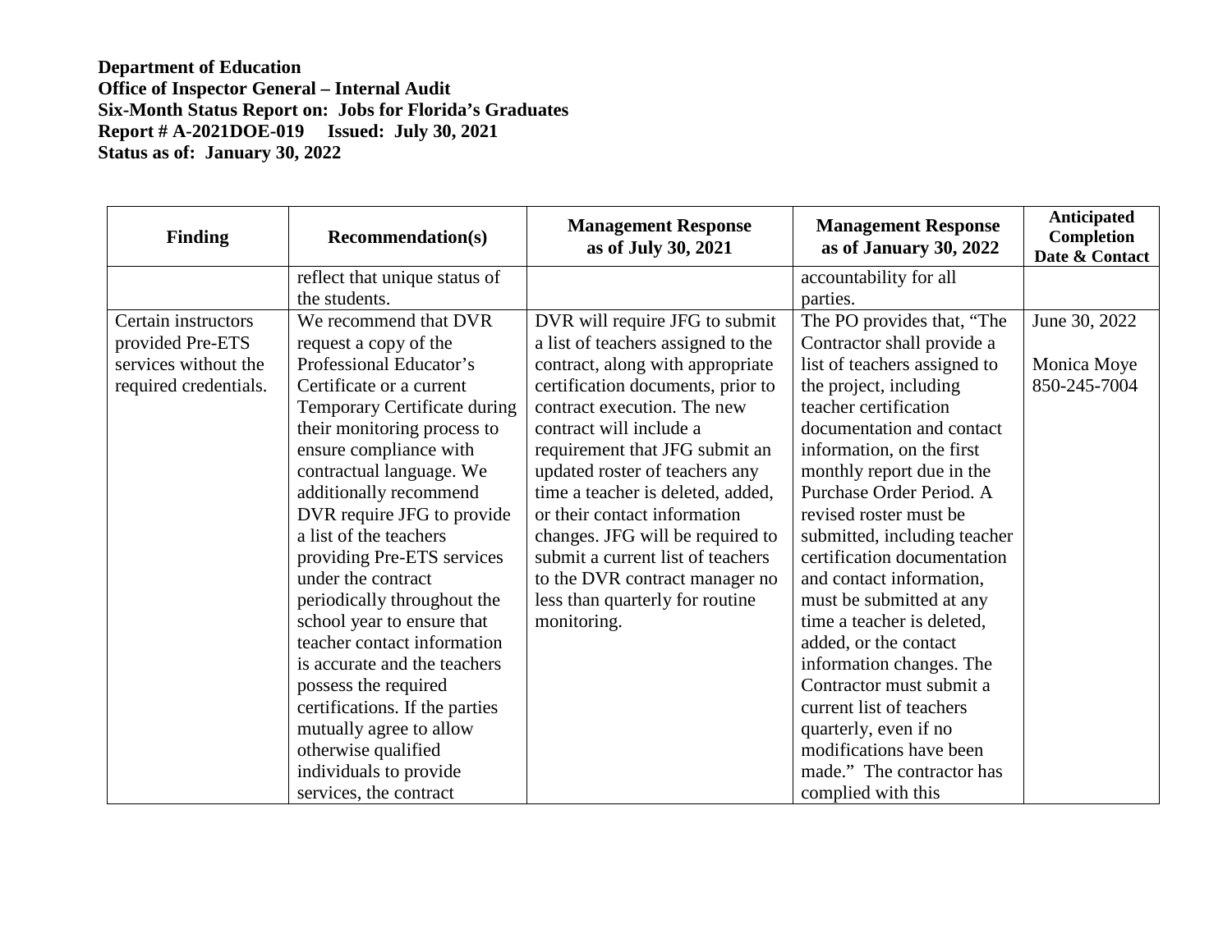**Department of Education**
**Office of Inspector General – Internal Audit**
**Six-Month Status Report on: Jobs for Florida's Graduates**
**Report # A-2021DOE-019 Issued: July 30, 2021**
**Status as of: January 30, 2022**

| Finding | Recommendation(s) | Management Response as of July 30, 2021 | Management Response as of January 30, 2022 | Anticipated Completion Date & Contact |
|---|---|---|---|---|
| | reflect that unique status of the students. | | accountability for all parties. | |
| Certain instructors provided Pre-ETS services without the required credentials. | We recommend that DVR request a copy of the Professional Educator's Certificate or a current Temporary Certificate during their monitoring process to ensure compliance with contractual language. We additionally recommend DVR require JFG to provide a list of the teachers providing Pre-ETS services under the contract periodically throughout the school year to ensure that teacher contact information is accurate and the teachers possess the required certifications. If the parties mutually agree to allow otherwise qualified individuals to provide services, the contract | DVR will require JFG to submit a list of teachers assigned to the contract, along with appropriate certification documents, prior to contract execution. The new contract will include a requirement that JFG submit an updated roster of teachers any time a teacher is deleted, added, or their contact information changes. JFG will be required to submit a current list of teachers to the DVR contract manager no less than quarterly for routine monitoring. | The PO provides that, "The Contractor shall provide a list of teachers assigned to the project, including teacher certification documentation and contact information, on the first monthly report due in the Purchase Order Period. A revised roster must be submitted, including teacher certification documentation and contact information, must be submitted at any time a teacher is deleted, added, or the contact information changes. The Contractor must submit a current list of teachers quarterly, even if no modifications have been made." The contractor has complied with this | June 30, 2022<br><br>Monica Moye<br>850-245-7004 |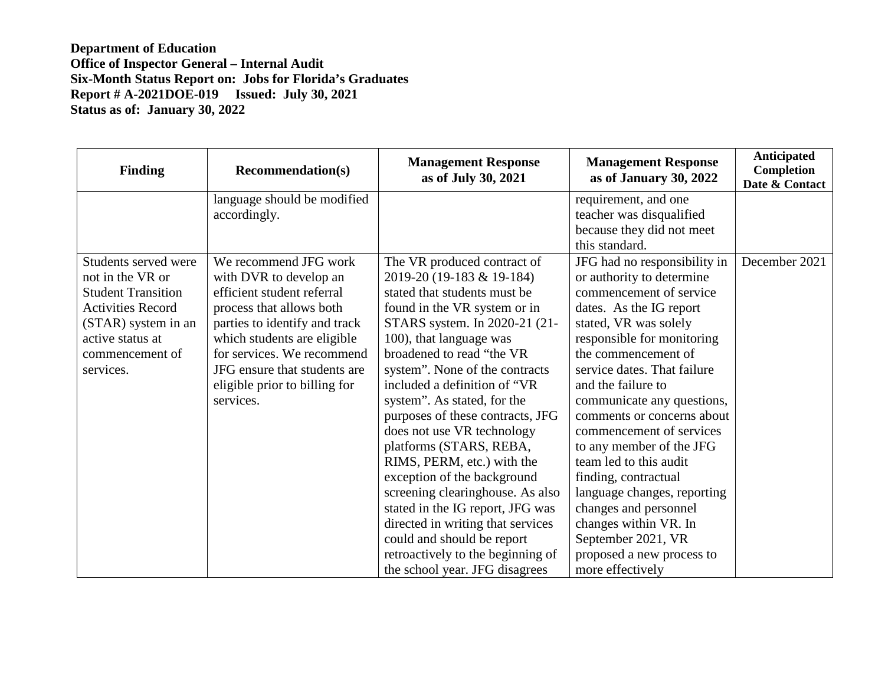**Department of Education**
**Office of Inspector General – Internal Audit**
**Six-Month Status Report on: Jobs for Florida's Graduates**
**Report # A-2021DOE-019 Issued: July 30, 2021**
**Status as of: January 30, 2022**

| Finding | Recommendation(s) | Management Response as of July 30, 2021 | Management Response as of January 30, 2022 | Anticipated Completion Date & Contact |
|---|---|---|---|---|
| | language should be modified accordingly. | | requirement, and one teacher was disqualified because they did not meet this standard. | |
| Students served were not in the VR or Student Transition Activities Record (STAR) system in an active status at commencement of services. | We recommend JFG work with DVR to develop an efficient student referral process that allows both parties to identify and track which students are eligible for services. We recommend JFG ensure that students are eligible prior to billing for services. | The VR produced contract of 2019-20 (19-183 & 19-184) stated that students must be found in the VR system or in STARS system. In 2020-21 (21-100), that language was broadened to read "the VR system". None of the contracts included a definition of "VR system". As stated, for the purposes of these contracts, JFG does not use VR technology platforms (STARS, REBA, RIMS, PERM, etc.) with the exception of the background screening clearinghouse. As also stated in the IG report, JFG was directed in writing that services could and should be report retroactively to the beginning of the school year. JFG disagrees | JFG had no responsibility in or authority to determine commencement of service dates. As the IG report stated, VR was solely responsible for monitoring the commencement of service dates. That failure and the failure to communicate any questions, comments or concerns about commencement of services to any member of the JFG team led to this audit finding, contractual language changes, reporting changes and personnel changes within VR. In September 2021, VR proposed a new process to more effectively | December 2021 |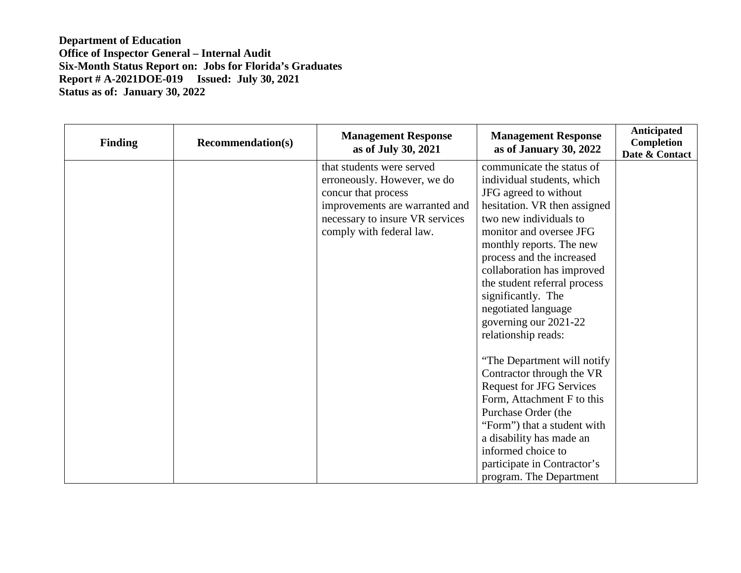**Department of Education**
**Office of Inspector General – Internal Audit**
**Six-Month Status Report on: Jobs for Florida's Graduates**
**Report # A-2021DOE-019 Issued: July 30, 2021**
**Status as of: January 30, 2022**

| Finding | Recommendation(s) | Management Response as of July 30, 2021 | Management Response as of January 30, 2022 | Anticipated Completion Date & Contact |
|---|---|---|---|---|
| | | that students were served erroneously. However, we do concur that process improvements are warranted and necessary to insure VR services comply with federal law. | communicate the status of individual students, which JFG agreed to without hesitation. VR then assigned two new individuals to monitor and oversee JFG monthly reports. The new process and the increased collaboration has improved the student referral process significantly. The negotiated language governing our 2021-22 relationship reads:<br><br>"The Department will notify Contractor through the VR Request for JFG Services Form, Attachment F to this Purchase Order (the "Form") that a student with a disability has made an informed choice to participate in Contractor's program. The Department | |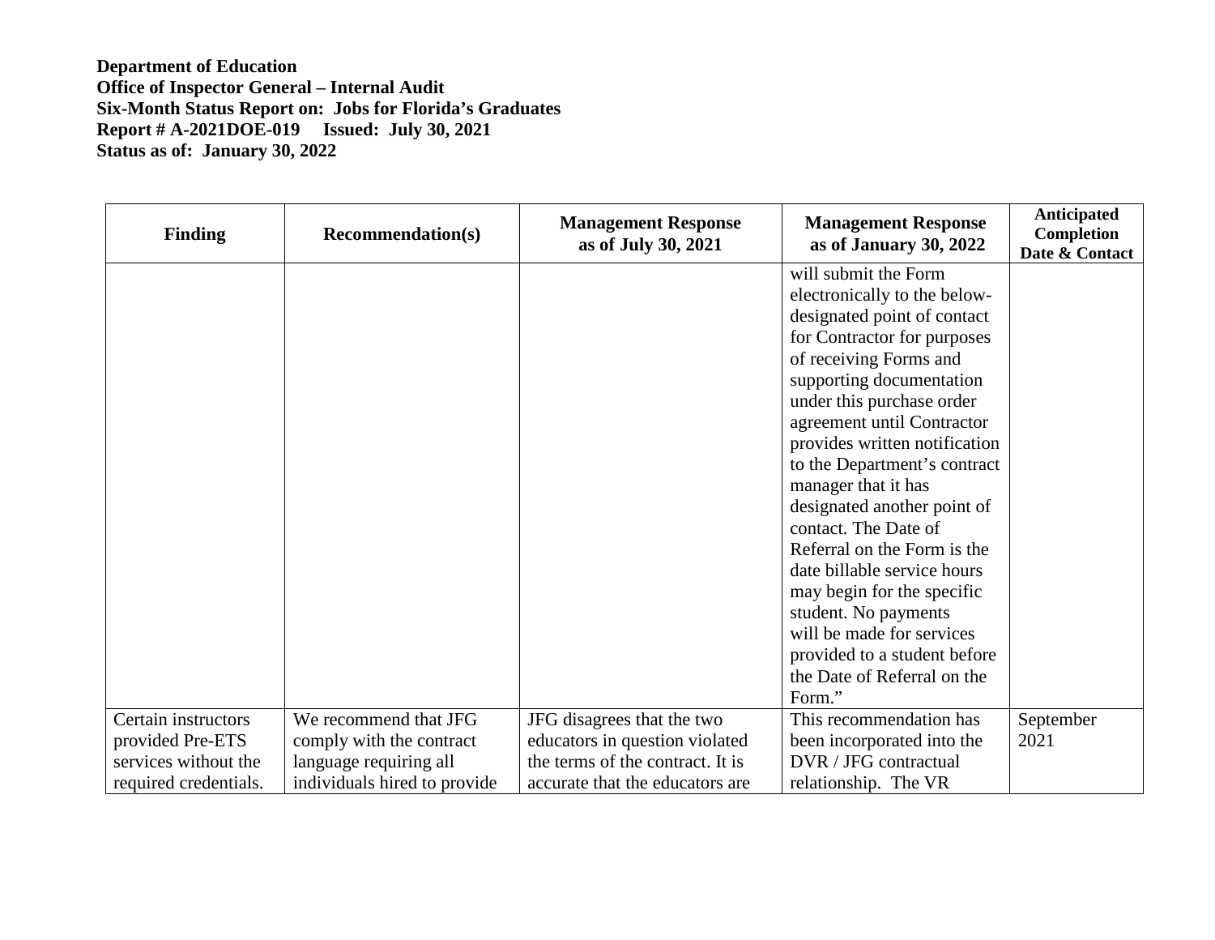**Department of Education**
**Office of Inspector General – Internal Audit**
**Six-Month Status Report on: Jobs for Florida's Graduates**
**Report # A-2021DOE-019 Issued: July 30, 2021**
**Status as of: January 30, 2022**

| Finding | Recommendation(s) | Management Response as of July 30, 2021 | Management Response as of January 30, 2022 | Anticipated Completion Date & Contact |
|---|---|---|---|---|
| | | | will submit the Form electronically to the below-designated point of contact for Contractor for purposes of receiving Forms and supporting documentation under this purchase order agreement until Contractor provides written notification to the Department's contract manager that it has designated another point of contact. The Date of Referral on the Form is the date billable service hours may begin for the specific student. No payments will be made for services provided to a student before the Date of Referral on the Form." | |
| Certain instructors provided Pre-ETS services without the required credentials. | We recommend that JFG comply with the contract language requiring all individuals hired to provide | JFG disagrees that the two educators in question violated the terms of the contract. It is accurate that the educators are | This recommendation has been incorporated into the DVR / JFG contractual relationship. The VR | September 2021 |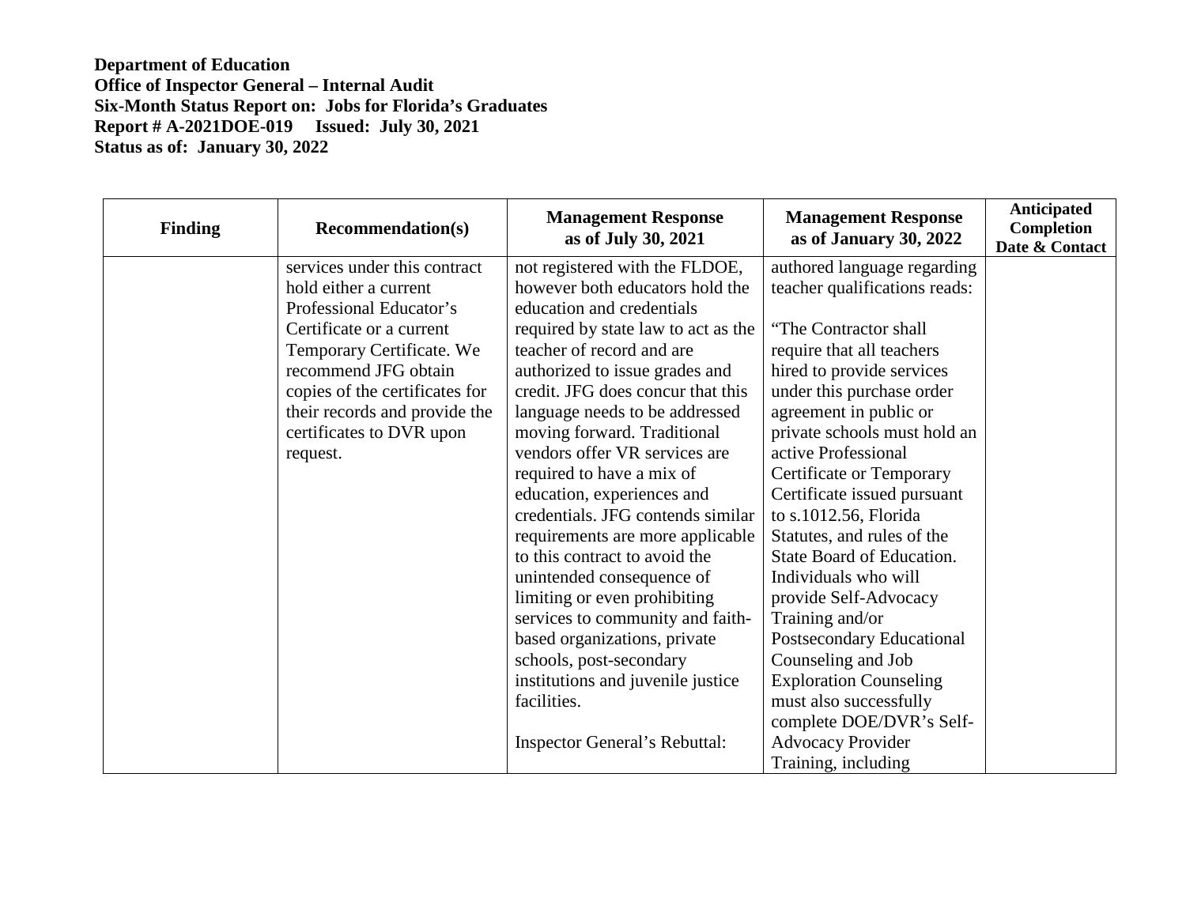**Department of Education**
**Office of Inspector General – Internal Audit**
**Six-Month Status Report on: Jobs for Florida's Graduates**
**Report # A-2021DOE-019 Issued: July 30, 2021**
**Status as of: January 30, 2022**

| Finding | Recommendation(s) | Management Response as of July 30, 2021 | Management Response as of January 30, 2022 | Anticipated Completion Date & Contact |
|---|---|---|---|---|
| | services under this contract hold either a current Professional Educator's Certificate or a current Temporary Certificate. We recommend JFG obtain copies of the certificates for their records and provide the certificates to DVR upon request. | not registered with the FLDOE, however both educators hold the education and credentials required by state law to act as the teacher of record and are authorized to issue grades and credit. JFG does concur that this language needs to be addressed moving forward. Traditional vendors offer VR services are required to have a mix of education, experiences and credentials. JFG contends similar requirements are more applicable to this contract to avoid the unintended consequence of limiting or even prohibiting services to community and faith-based organizations, private schools, post-secondary institutions and juvenile justice facilities.<br><br>Inspector General's Rebuttal: | authored language regarding teacher qualifications reads:<br><br>"The Contractor shall require that all teachers hired to provide services under this purchase order agreement in public or private schools must hold an active Professional Certificate or Temporary Certificate issued pursuant to s.1012.56, Florida Statutes, and rules of the State Board of Education. Individuals who will provide Self-Advocacy Training and/or Postsecondary Educational Counseling and Job Exploration Counseling must also successfully complete DOE/DVR's Self-Advocacy Provider Training, including | |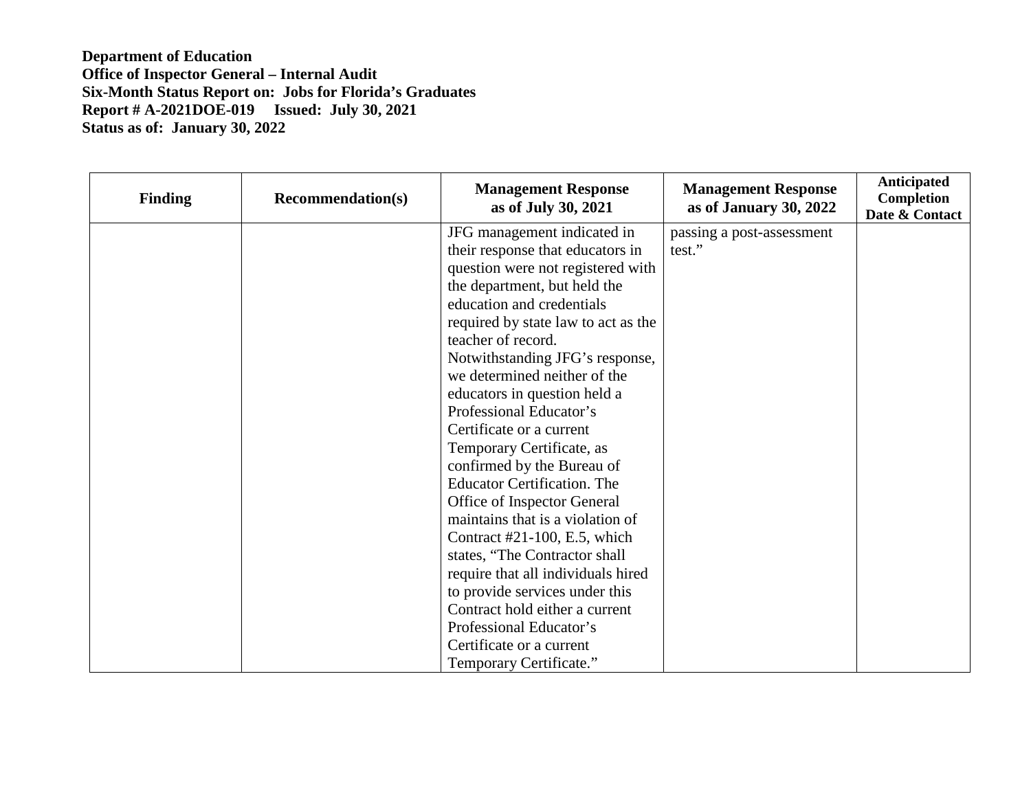**Department of Education**
**Office of Inspector General – Internal Audit**
**Six-Month Status Report on: Jobs for Florida's Graduates**
**Report # A-2021DOE-019 Issued: July 30, 2021**
**Status as of: January 30, 2022**

| Finding | Recommendation(s) | Management Response as of July 30, 2021 | Management Response as of January 30, 2022 | Anticipated Completion Date & Contact |
|---|---|---|---|---|
| | | JFG management indicated in their response that educators in question were not registered with the department, but held the education and credentials required by state law to act as the teacher of record. Notwithstanding JFG's response, we determined neither of the educators in question held a Professional Educator's Certificate or a current Temporary Certificate, as confirmed by the Bureau of Educator Certification. The Office of Inspector General maintains that is a violation of Contract #21-100, E.5, which states, "The Contractor shall require that all individuals hired to provide services under this Contract hold either a current Professional Educator's Certificate or a current Temporary Certificate." | passing a post-assessment test." | |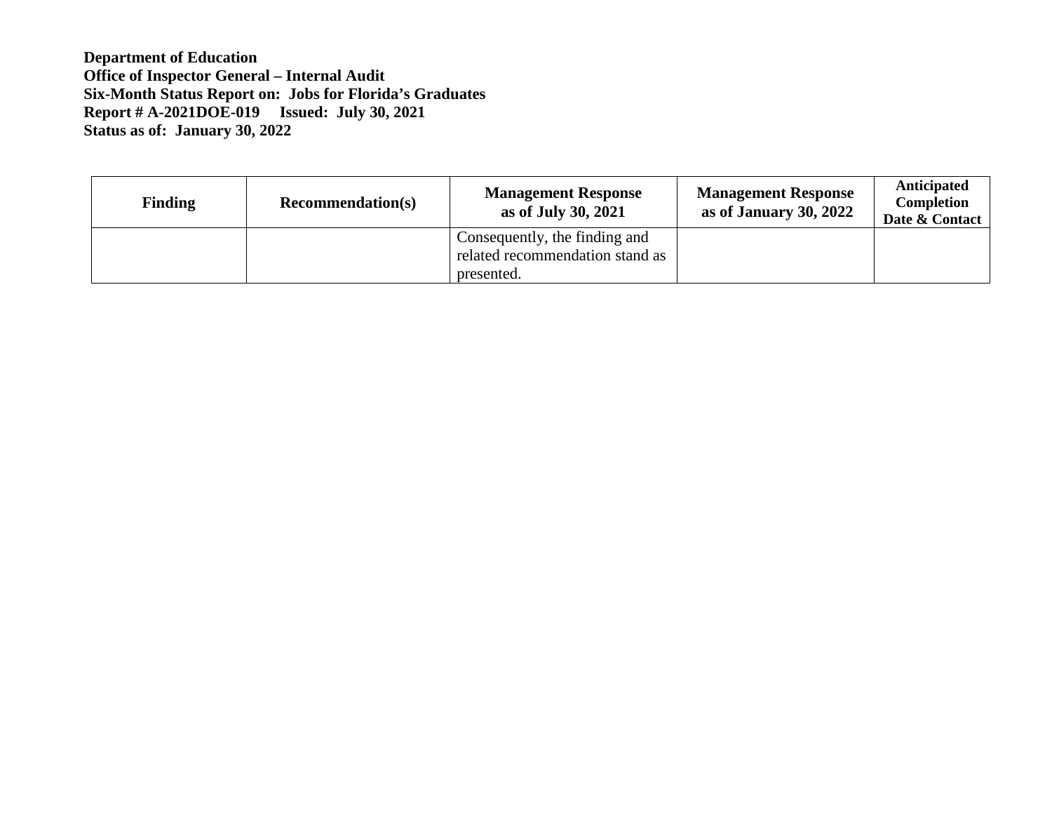**Department of Education**
**Office of Inspector General – Internal Audit**
**Six-Month Status Report on: Jobs for Florida's Graduates**
**Report # A-2021DOE-019 Issued: July 30, 2021**
**Status as of: January 30, 2022**

| Finding | Recommendation(s) | Management Response as of July 30, 2021 | Management Response as of January 30, 2022 | Anticipated Completion Date & Contact |
|---|---|---|---|---|
| | | Consequently, the finding and related recommendation stand as presented. | | |